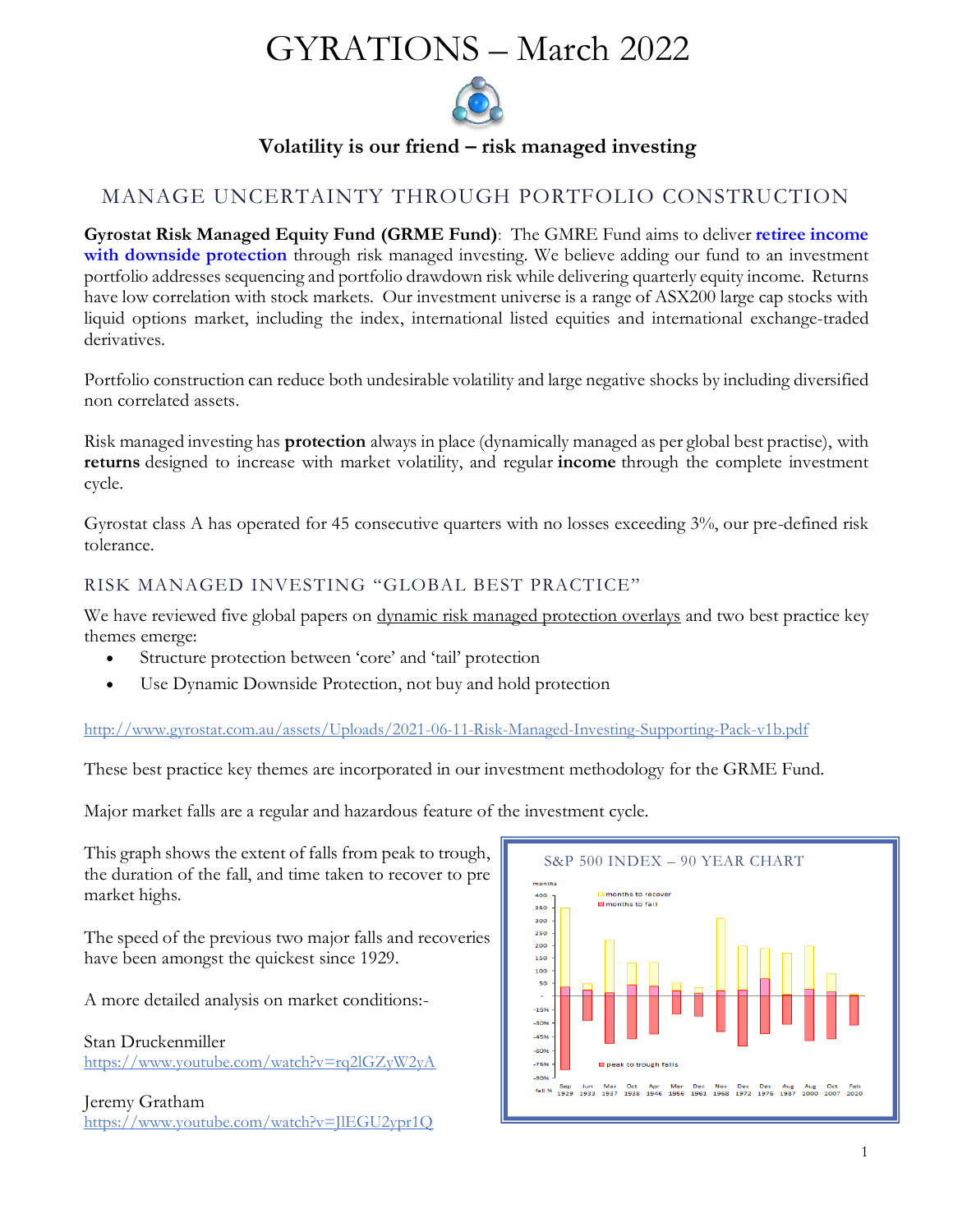# GYRATIONS – March 2022

**Volatility is our friend – risk managed investing**

## MANAGE UNCERTAINTY THROUGH PORTFOLIO CONSTRUCTION

**Gyrostat Risk Managed Equity Fund (GRME Fund)**: The GMRE Fund aims to deliver **retiree income with downside protection** through risk managed investing. We believe adding our fund to an investment portfolio addresses sequencing and portfolio drawdown risk while delivering quarterly equity income. Returns have low correlation with stock markets. Our investment universe is a range of ASX200 large cap stocks with liquid options market, including the index, international listed equities and international exchange-traded derivatives.

Portfolio construction can reduce both undesirable volatility and large negative shocks by including diversified non correlated assets.

Risk managed investing has **protection** always in place (dynamically managed as per global best practise), with **returns** designed to increase with market volatility, and regular **income** through the complete investment cycle.

Gyrostat class A has operated for 45 consecutive quarters with no losses exceeding 3%, our pre-defined risk tolerance.

### RISK MANAGED INVESTING "GLOBAL BEST PRACTICE"

We have reviewed five global papers on dynamic risk managed protection overlays and two best practice key themes emerge:

- Structure protection between 'core' and 'tail' protection
- Use Dynamic Downside Protection, not buy and hold protection

http://www.gyrostat.com.au/assets/Uploads/2021-06-11-Risk-Managed-Investing-Supporting-Pack-v1b.pdf

These best practice key themes are incorporated in our investment methodology for the GRME Fund.

Major market falls are a regular and hazardous feature of the investment cycle.

This graph shows the extent of falls from peak to trough, the duration of the fall, and time taken to recover to pre market highs.

The speed of the previous two major falls and recoveries have been amongst the quickest since 1929.

A more detailed analysis on market conditions:-

Stan Druckenmiller
https://www.youtube.com/watch?v=rq2lGZyW2yA

Jeremy Gratham
https://www.youtube.com/watch?v=JlEGU2ypr1Q

S&P 500 INDEX – 90 YEAR CHART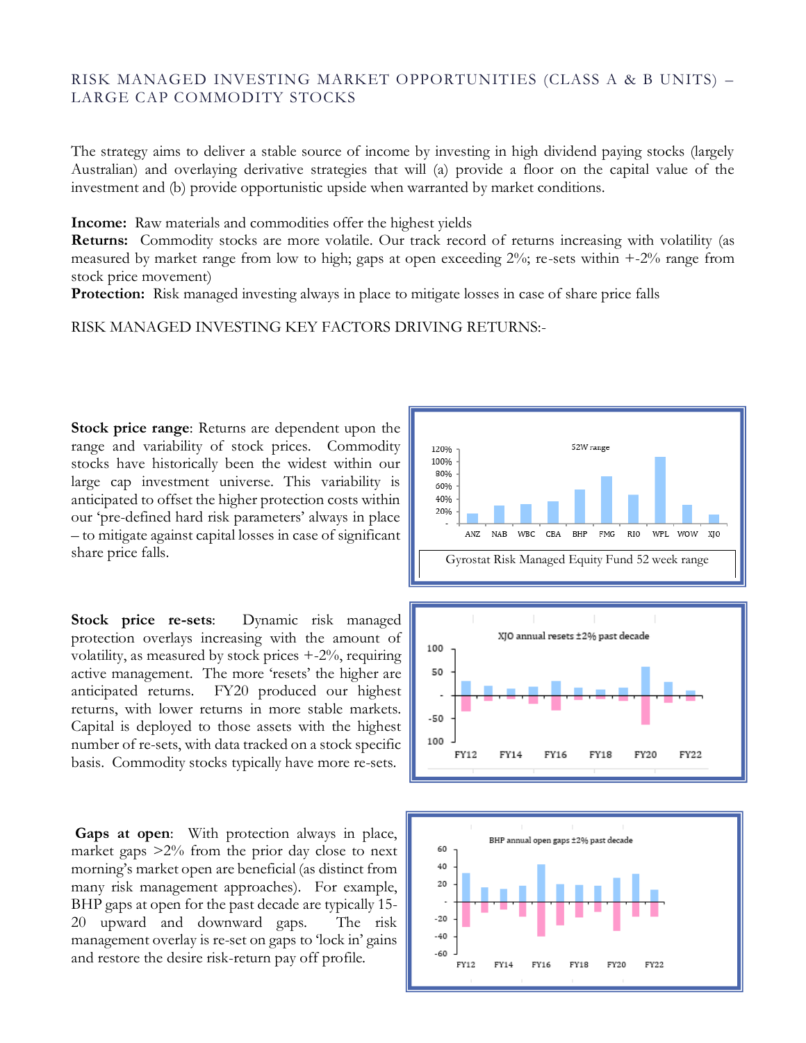## RISK MANAGED INVESTING MARKET OPPORTUNITIES (CLASS A & B UNITS) – LARGE CAP COMMODITY STOCKS

The strategy aims to deliver a stable source of income by investing in high dividend paying stocks (largely Australian) and overlaying derivative strategies that will (a) provide a floor on the capital value of the investment and (b) provide opportunistic upside when warranted by market conditions.

**Income:** Raw materials and commodities offer the highest yields
**Returns:** Commodity stocks are more volatile. Our track record of returns increasing with volatility (as measured by market range from low to high; gaps at open exceeding 2%; re-sets within +-2% range from stock price movement)
**Protection:** Risk managed investing always in place to mitigate losses in case of share price falls

RISK MANAGED INVESTING KEY FACTORS DRIVING RETURNS:-

**Stock price range**: Returns are dependent upon the range and variability of stock prices. Commodity stocks have historically been the widest within our large cap investment universe. This variability is anticipated to offset the higher protection costs within our 'pre-defined hard risk parameters' always in place – to mitigate against capital losses in case of significant share price falls.

Gyrostat Risk Managed Equity Fund 52 week range

**Stock price re-sets**: Dynamic risk managed protection overlays increasing with the amount of volatility, as measured by stock prices +-2%, requiring active management. The more 'resets' the higher are anticipated returns. FY20 produced our highest returns, with lower returns in more stable markets. Capital is deployed to those assets with the highest number of re-sets, with data tracked on a stock specific basis. Commodity stocks typically have more re-sets.

**Gaps at open**: With protection always in place, market gaps >2% from the prior day close to next morning's market open are beneficial (as distinct from many risk management approaches). For example, BHP gaps at open for the past decade are typically 15-20 upward and downward gaps. The risk management overlay is re-set on gaps to 'lock in' gains and restore the desire risk-return pay off profile.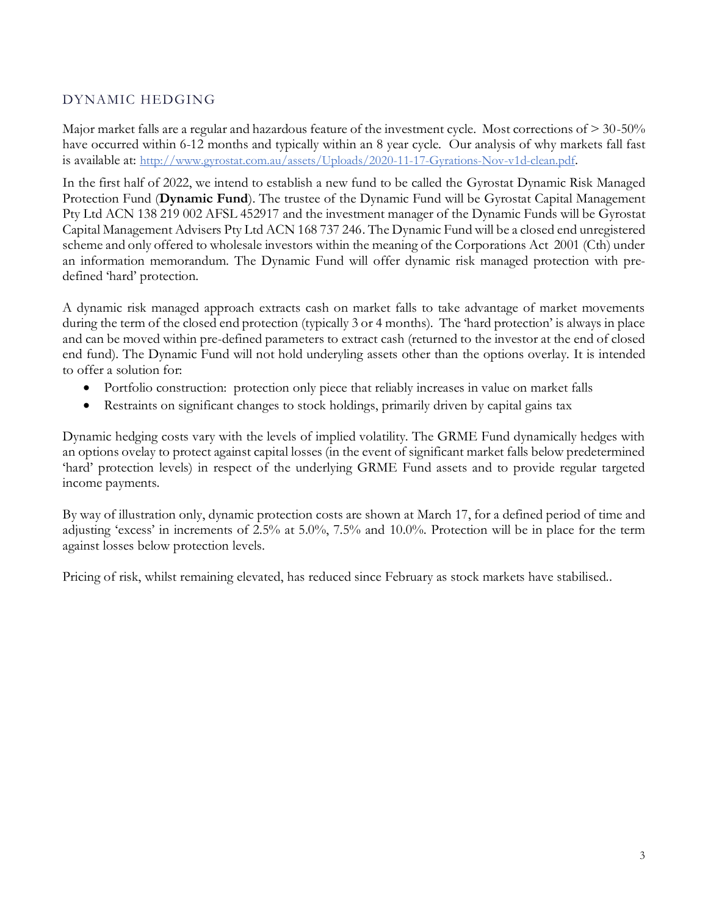## DYNAMIC HEDGING

Major market falls are a regular and hazardous feature of the investment cycle. Most corrections of > 30-50% have occurred within 6-12 months and typically within an 8 year cycle. Our analysis of why markets fall fast is available at: [http://www.gyrostat.com.au/assets/Uploads/2020-11-17-Gyrations-Nov-v1d-clean.pdf](http://www.gyrostat.com.au/assets/Uploads/2020-11-17-Gyrations-Nov-v1d-clean.pdf).

In the first half of 2022, we intend to establish a new fund to be called the Gyrostat Dynamic Risk Managed Protection Fund (**Dynamic Fund**). The trustee of the Dynamic Fund will be Gyrostat Capital Management Pty Ltd ACN 138 219 002 AFSL 452917 and the investment manager of the Dynamic Funds will be Gyrostat Capital Management Advisers Pty Ltd ACN 168 737 246. The Dynamic Fund will be a closed end unregistered scheme and only offered to wholesale investors within the meaning of the Corporations Act 2001 (Cth) under an information memorandum. The Dynamic Fund will offer dynamic risk managed protection with pre-defined 'hard' protection.

A dynamic risk managed approach extracts cash on market falls to take advantage of market movements during the term of the closed end protection (typically 3 or 4 months). The 'hard protection' is always in place and can be moved within pre-defined parameters to extract cash (returned to the investor at the end of closed end fund). The Dynamic Fund will not hold underlying assets other than the options overlay. It is intended to offer a solution for:

- Portfolio construction: protection only piece that reliably increases in value on market falls
- Restraints on significant changes to stock holdings, primarily driven by capital gains tax

Dynamic hedging costs vary with the levels of implied volatility. The GRME Fund dynamically hedges with an options ovelay to protect against capital losses (in the event of significant market falls below predetermined 'hard' protection levels) in respect of the underlying GRME Fund assets and to provide regular targeted income payments.

By way of illustration only, dynamic protection costs are shown at March 17, for a defined period of time and adjusting 'excess' in increments of 2.5% at 5.0%, 7.5% and 10.0%. Protection will be in place for the term against losses below protection levels.

Pricing of risk, whilst remaining elevated, has reduced since February as stock markets have stabilised..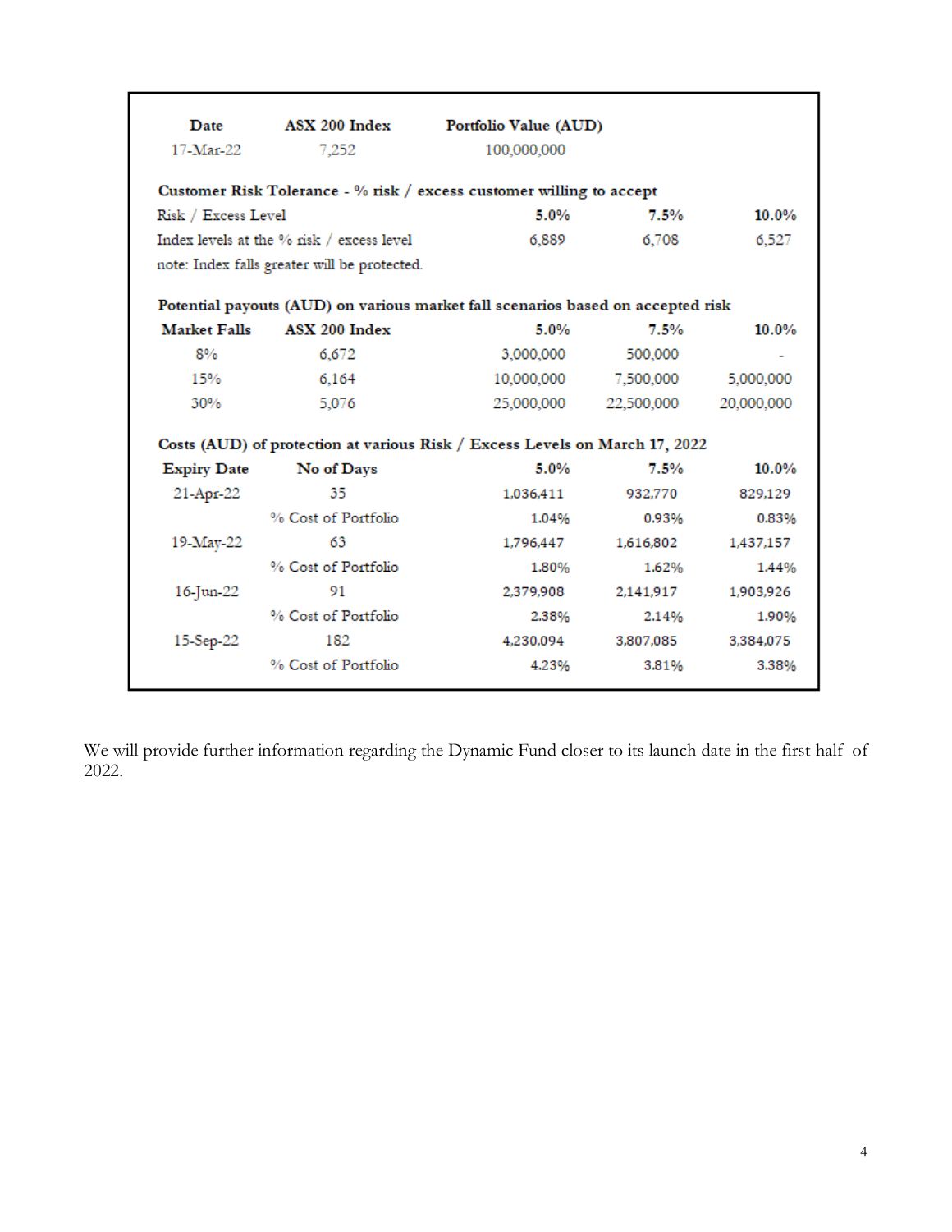| Date | ASX 200 Index | Portfolio Value (AUD) | | |
|---|---|---|---|---|
| 17-Mar-22 | 7,252 | 100,000,000 | | |
| **Customer Risk Tolerance - % risk / excess customer willing to accept** | | | | |
| Risk / Excess Level | | **5.0%** | **7.5%** | **10.0%** |
| Index levels at the % risk / excess level | | 6,889 | 6,708 | 6,527 |
| note: Index falls greater will be protected. | | | | |
| **Potential payouts (AUD) on various market fall scenarios based on accepted risk** | | | | |
| **Market Falls** | **ASX 200 Index** | **5.0%** | **7.5%** | **10.0%** |
| 8% | 6,672 | 3,000,000 | 500,000 | - |
| 15% | 6,164 | 10,000,000 | 7,500,000 | 5,000,000 |
| 30% | 5,076 | 25,000,000 | 22,500,000 | 20,000,000 |
| **Costs (AUD) of protection at various Risk / Excess Levels on March 17, 2022** | | | | |
| **Expiry Date** | **No of Days** | **5.0%** | **7.5%** | **10.0%** |
| 21-Apr-22 | 35 | 1,036,411 | 932,770 | 829,129 |
| | % Cost of Portfolio | 1.04% | 0.93% | 0.83% |
| 19-May-22 | 63 | 1,796,447 | 1,616,802 | 1,437,157 |
| | % Cost of Portfolio | 1.80% | 1.62% | 1.44% |
| 16-Jun-22 | 91 | 2,379,908 | 2,141,917 | 1,903,926 |
| | % Cost of Portfolio | 2.38% | 2.14% | 1.90% |
| 15-Sep-22 | 182 | 4,230,094 | 3,807,085 | 3,384,075 |
| | % Cost of Portfolio | 4.23% | 3.81% | 3.38% |

We will provide further information regarding the Dynamic Fund closer to its launch date in the first half of 2022.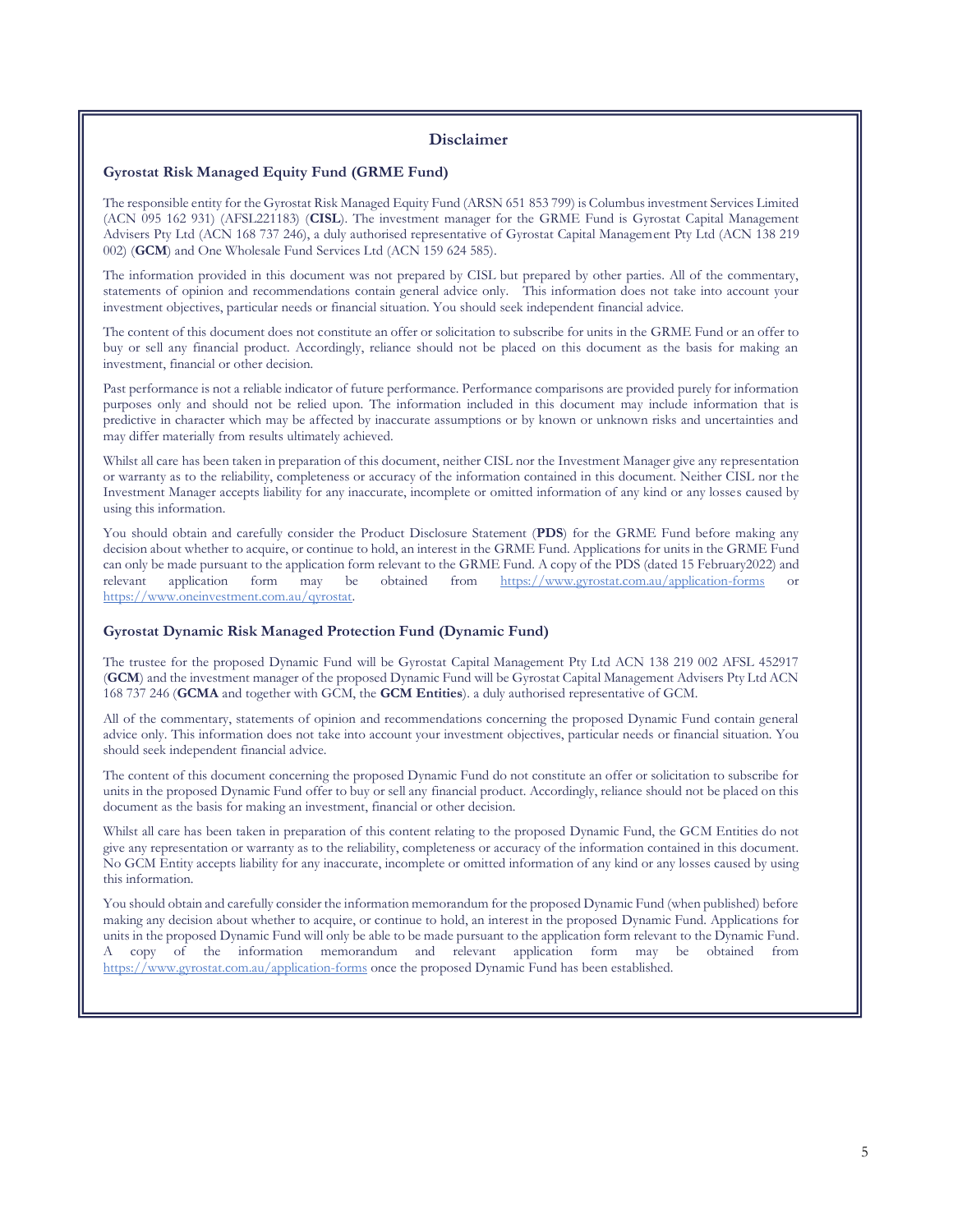## Disclaimer

### Gyrostat Risk Managed Equity Fund (GRME Fund)

The responsible entity for the Gyrostat Risk Managed Equity Fund (ARSN 651 853 799) is Columbus investment Services Limited (ACN 095 162 931) (AFSL221183) (**CISL**). The investment manager for the GRME Fund is Gyrostat Capital Management Advisers Pty Ltd (ACN 168 737 246), a duly authorised representative of Gyrostat Capital Management Pty Ltd (ACN 138 219 002) (**GCM**) and One Wholesale Fund Services Ltd (ACN 159 624 585).

The information provided in this document was not prepared by CISL but prepared by other parties. All of the commentary, statements of opinion and recommendations contain general advice only. This information does not take into account your investment objectives, particular needs or financial situation. You should seek independent financial advice.

The content of this document does not constitute an offer or solicitation to subscribe for units in the GRME Fund or an offer to buy or sell any financial product. Accordingly, reliance should not be placed on this document as the basis for making an investment, financial or other decision.

Past performance is not a reliable indicator of future performance. Performance comparisons are provided purely for information purposes only and should not be relied upon. The information included in this document may include information that is predictive in character which may be affected by inaccurate assumptions or by known or unknown risks and uncertainties and may differ materially from results ultimately achieved.

Whilst all care has been taken in preparation of this document, neither CISL nor the Investment Manager give any representation or warranty as to the reliability, completeness or accuracy of the information contained in this document. Neither CISL nor the Investment Manager accepts liability for any inaccurate, incomplete or omitted information of any kind or any losses caused by using this information.

You should obtain and carefully consider the Product Disclosure Statement (**PDS**) for the GRME Fund before making any decision about whether to acquire, or continue to hold, an interest in the GRME Fund. Applications for units in the GRME Fund can only be made pursuant to the application form relevant to the GRME Fund. A copy of the PDS (dated 15 February2022) and relevant application form may be obtained from https://www.gyrostat.com.au/application-forms or https://www.oneinvestment.com.au/gyrostat.

### Gyrostat Dynamic Risk Managed Protection Fund (Dynamic Fund)

The trustee for the proposed Dynamic Fund will be Gyrostat Capital Management Pty Ltd ACN 138 219 002 AFSL 452917 (**GCM**) and the investment manager of the proposed Dynamic Fund will be Gyrostat Capital Management Advisers Pty Ltd ACN 168 737 246 (**GCMA** and together with GCM, the **GCM Entities**). a duly authorised representative of GCM.

All of the commentary, statements of opinion and recommendations concerning the proposed Dynamic Fund contain general advice only. This information does not take into account your investment objectives, particular needs or financial situation. You should seek independent financial advice.

The content of this document concerning the proposed Dynamic Fund do not constitute an offer or solicitation to subscribe for units in the proposed Dynamic Fund offer to buy or sell any financial product. Accordingly, reliance should not be placed on this document as the basis for making an investment, financial or other decision.

Whilst all care has been taken in preparation of this content relating to the proposed Dynamic Fund, the GCM Entities do not give any representation or warranty as to the reliability, completeness or accuracy of the information contained in this document. No GCM Entity accepts liability for any inaccurate, incomplete or omitted information of any kind or any losses caused by using this information.

You should obtain and carefully consider the information memorandum for the proposed Dynamic Fund (when published) before making any decision about whether to acquire, or continue to hold, an interest in the proposed Dynamic Fund. Applications for units in the proposed Dynamic Fund will only be able to be made pursuant to the application form relevant to the Dynamic Fund. A copy of the information memorandum and relevant application form may be obtained from https://www.gyrostat.com.au/application-forms once the proposed Dynamic Fund has been established.